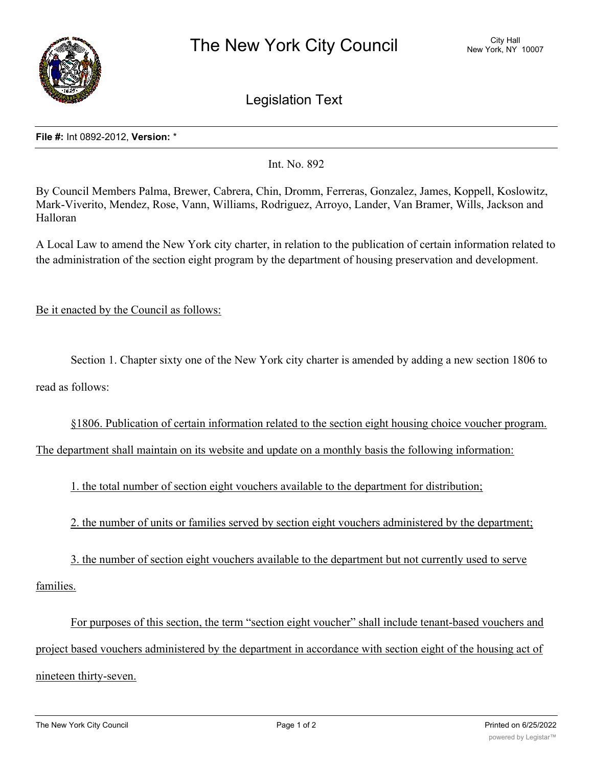# The New York City Council

City Hall
New York, NY 10007

## Legislation Text

**File #:** Int 0892-2012, **Version:** *

Int. No. 892

By Council Members Palma, Brewer, Cabrera, Chin, Dromm, Ferreras, Gonzalez, James, Koppell, Koslowitz, Mark-Viverito, Mendez, Rose, Vann, Williams, Rodriguez, Arroyo, Lander, Van Bramer, Wills, Jackson and Halloran

A Local Law to amend the New York city charter, in relation to the publication of certain information related to the administration of the section eight program by the department of housing preservation and development.

Be it enacted by the Council as follows:

Section 1. Chapter sixty one of the New York city charter is amended by adding a new section 1806 to read as follows:

§1806. Publication of certain information related to the section eight housing choice voucher program. The department shall maintain on its website and update on a monthly basis the following information:

1. the total number of section eight vouchers available to the department for distribution;

2. the number of units or families served by section eight vouchers administered by the department;

3. the number of section eight vouchers available to the department but not currently used to serve families.

For purposes of this section, the term "section eight voucher" shall include tenant-based vouchers and project based vouchers administered by the department in accordance with section eight of the housing act of nineteen thirty-seven.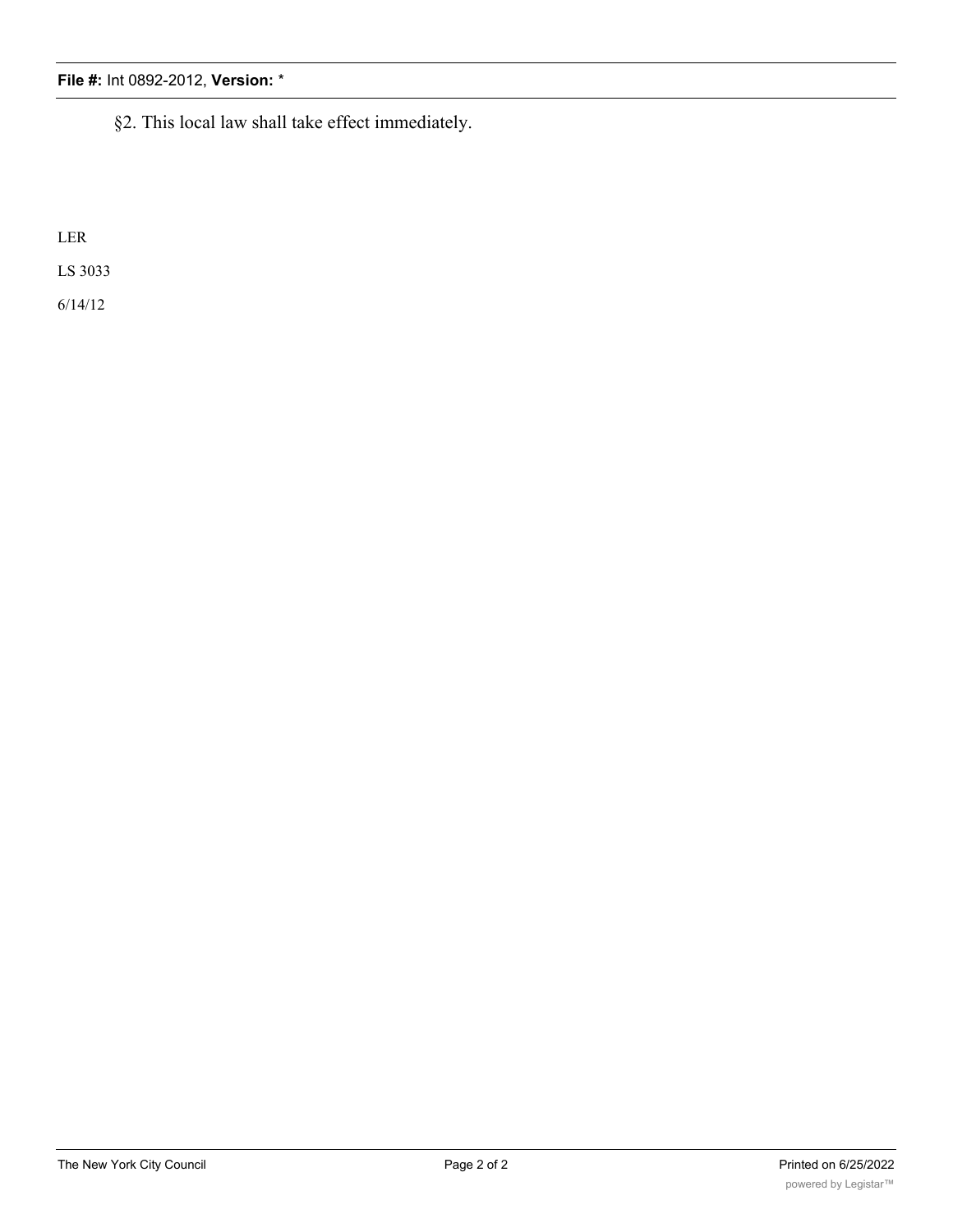§2. This local law shall take effect immediately.

LER

LS 3033

6/14/12